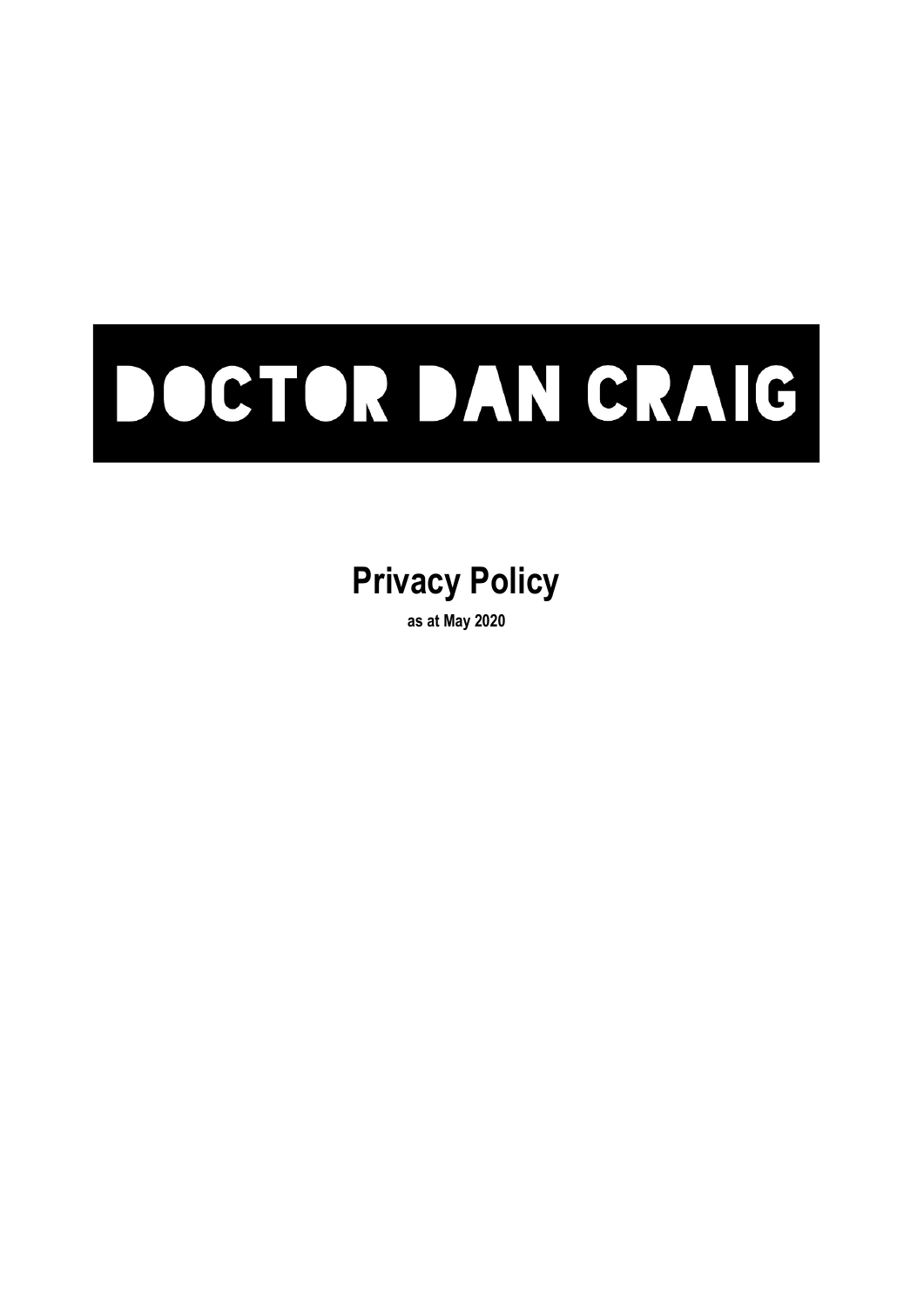# DOCTOR DAN CRAIG

## Privacy Policy

**as at May 2020**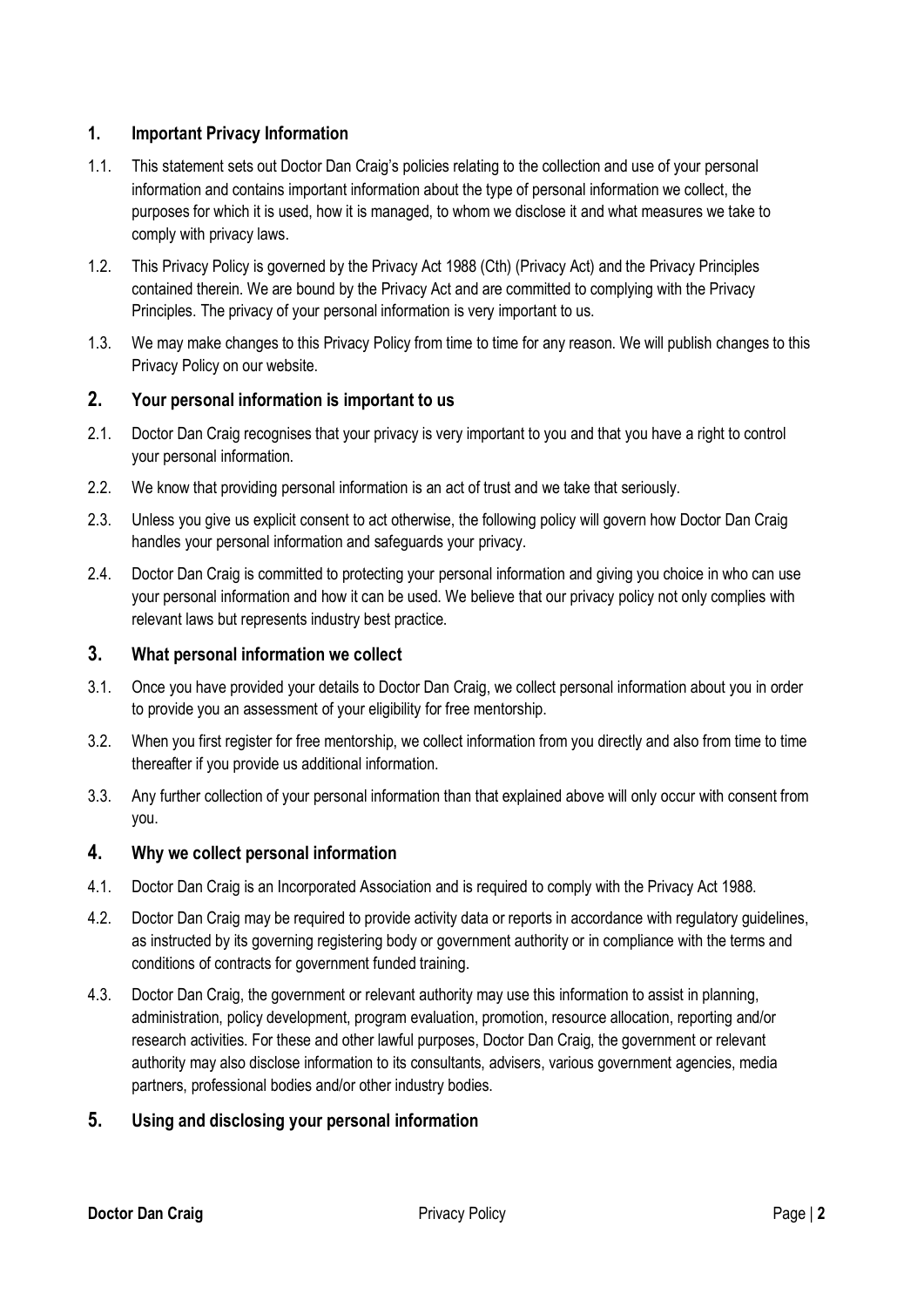## 1. Important Privacy Information

1.1. This statement sets out Doctor Dan Craig's policies relating to the collection and use of your personal information and contains important information about the type of personal information we collect, the purposes for which it is used, how it is managed, to whom we disclose it and what measures we take to comply with privacy laws.

1.2. This Privacy Policy is governed by the Privacy Act 1988 (Cth) (Privacy Act) and the Privacy Principles contained therein. We are bound by the Privacy Act and are committed to complying with the Privacy Principles. The privacy of your personal information is very important to us.

1.3. We may make changes to this Privacy Policy from time to time for any reason. We will publish changes to this Privacy Policy on our website.

## 2. Your personal information is important to us

2.1. Doctor Dan Craig recognises that your privacy is very important to you and that you have a right to control your personal information.

2.2. We know that providing personal information is an act of trust and we take that seriously.

2.3. Unless you give us explicit consent to act otherwise, the following policy will govern how Doctor Dan Craig handles your personal information and safeguards your privacy.

2.4. Doctor Dan Craig is committed to protecting your personal information and giving you choice in who can use your personal information and how it can be used. We believe that our privacy policy not only complies with relevant laws but represents industry best practice.

## 3. What personal information we collect

3.1. Once you have provided your details to Doctor Dan Craig, we collect personal information about you in order to provide you an assessment of your eligibility for free mentorship.

3.2. When you first register for free mentorship, we collect information from you directly and also from time to time thereafter if you provide us additional information.

3.3. Any further collection of your personal information than that explained above will only occur with consent from you.

## 4. Why we collect personal information

4.1. Doctor Dan Craig is an Incorporated Association and is required to comply with the Privacy Act 1988.

4.2. Doctor Dan Craig may be required to provide activity data or reports in accordance with regulatory guidelines, as instructed by its governing registering body or government authority or in compliance with the terms and conditions of contracts for government funded training.

4.3. Doctor Dan Craig, the government or relevant authority may use this information to assist in planning, administration, policy development, program evaluation, promotion, resource allocation, reporting and/or research activities. For these and other lawful purposes, Doctor Dan Craig, the government or relevant authority may also disclose information to its consultants, advisers, various government agencies, media partners, professional bodies and/or other industry bodies.

## 5. Using and disclosing your personal information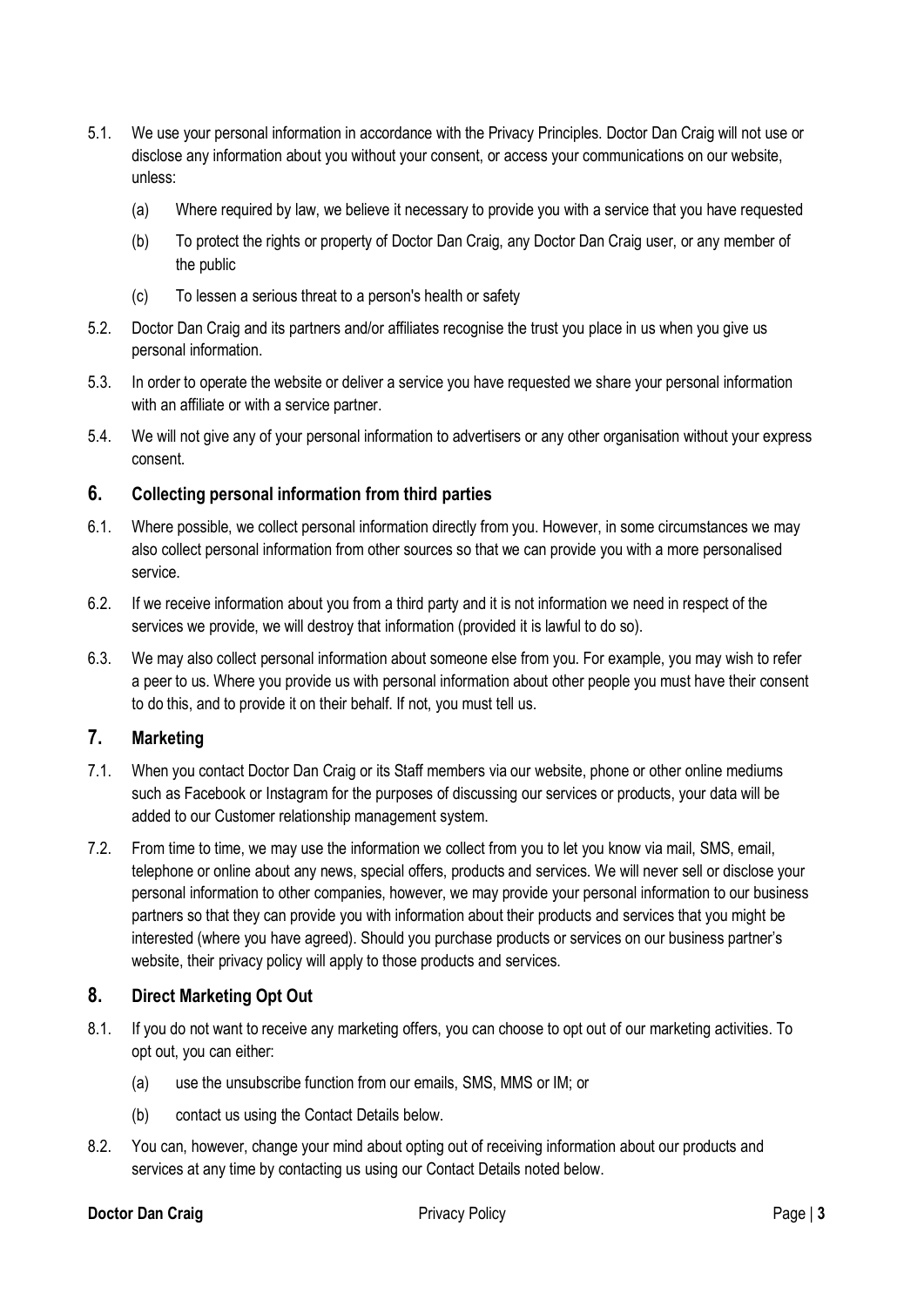5.1. We use your personal information in accordance with the Privacy Principles. Doctor Dan Craig will not use or disclose any information about you without your consent, or access your communications on our website, unless:

(a) Where required by law, we believe it necessary to provide you with a service that you have requested

(b) To protect the rights or property of Doctor Dan Craig, any Doctor Dan Craig user, or any member of the public

(c) To lessen a serious threat to a person's health or safety

5.2. Doctor Dan Craig and its partners and/or affiliates recognise the trust you place in us when you give us personal information.

5.3. In order to operate the website or deliver a service you have requested we share your personal information with an affiliate or with a service partner.

5.4. We will not give any of your personal information to advertisers or any other organisation without your express consent.

## 6. Collecting personal information from third parties

6.1. Where possible, we collect personal information directly from you. However, in some circumstances we may also collect personal information from other sources so that we can provide you with a more personalised service.

6.2. If we receive information about you from a third party and it is not information we need in respect of the services we provide, we will destroy that information (provided it is lawful to do so).

6.3. We may also collect personal information about someone else from you. For example, you may wish to refer a peer to us. Where you provide us with personal information about other people you must have their consent to do this, and to provide it on their behalf. If not, you must tell us.

## 7. Marketing

7.1. When you contact Doctor Dan Craig or its Staff members via our website, phone or other online mediums such as Facebook or Instagram for the purposes of discussing our services or products, your data will be added to our Customer relationship management system.

7.2. From time to time, we may use the information we collect from you to let you know via mail, SMS, email, telephone or online about any news, special offers, products and services. We will never sell or disclose your personal information to other companies, however, we may provide your personal information to our business partners so that they can provide you with information about their products and services that you might be interested (where you have agreed). Should you purchase products or services on our business partner's website, their privacy policy will apply to those products and services.

## 8. Direct Marketing Opt Out

8.1. If you do not want to receive any marketing offers, you can choose to opt out of our marketing activities. To opt out, you can either:

(a) use the unsubscribe function from our emails, SMS, MMS or IM; or

(b) contact us using the Contact Details below.

8.2. You can, however, change your mind about opting out of receiving information about our products and services at any time by contacting us using our Contact Details noted below.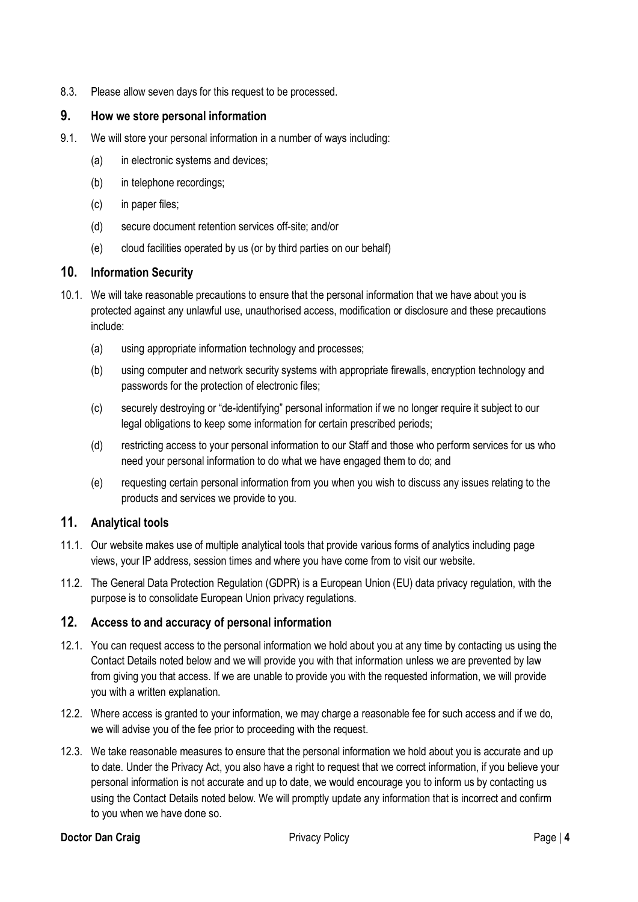8.3. Please allow seven days for this request to be processed.

## 9. How we store personal information

9.1. We will store your personal information in a number of ways including:

(a) in electronic systems and devices;

(b) in telephone recordings;

(c) in paper files;

(d) secure document retention services off-site; and/or

(e) cloud facilities operated by us (or by third parties on our behalf)

## 10. Information Security

10.1. We will take reasonable precautions to ensure that the personal information that we have about you is protected against any unlawful use, unauthorised access, modification or disclosure and these precautions include:

(a) using appropriate information technology and processes;

(b) using computer and network security systems with appropriate firewalls, encryption technology and passwords for the protection of electronic files;

(c) securely destroying or "de-identifying" personal information if we no longer require it subject to our legal obligations to keep some information for certain prescribed periods;

(d) restricting access to your personal information to our Staff and those who perform services for us who need your personal information to do what we have engaged them to do; and

(e) requesting certain personal information from you when you wish to discuss any issues relating to the products and services we provide to you.

## 11. Analytical tools

11.1. Our website makes use of multiple analytical tools that provide various forms of analytics including page views, your IP address, session times and where you have come from to visit our website.

11.2. The General Data Protection Regulation (GDPR) is a European Union (EU) data privacy regulation, with the purpose is to consolidate European Union privacy regulations.

## 12. Access to and accuracy of personal information

12.1. You can request access to the personal information we hold about you at any time by contacting us using the Contact Details noted below and we will provide you with that information unless we are prevented by law from giving you that access. If we are unable to provide you with the requested information, we will provide you with a written explanation.

12.2. Where access is granted to your information, we may charge a reasonable fee for such access and if we do, we will advise you of the fee prior to proceeding with the request.

12.3. We take reasonable measures to ensure that the personal information we hold about you is accurate and up to date. Under the Privacy Act, you also have a right to request that we correct information, if you believe your personal information is not accurate and up to date, we would encourage you to inform us by contacting us using the Contact Details noted below. We will promptly update any information that is incorrect and confirm to you when we have done so.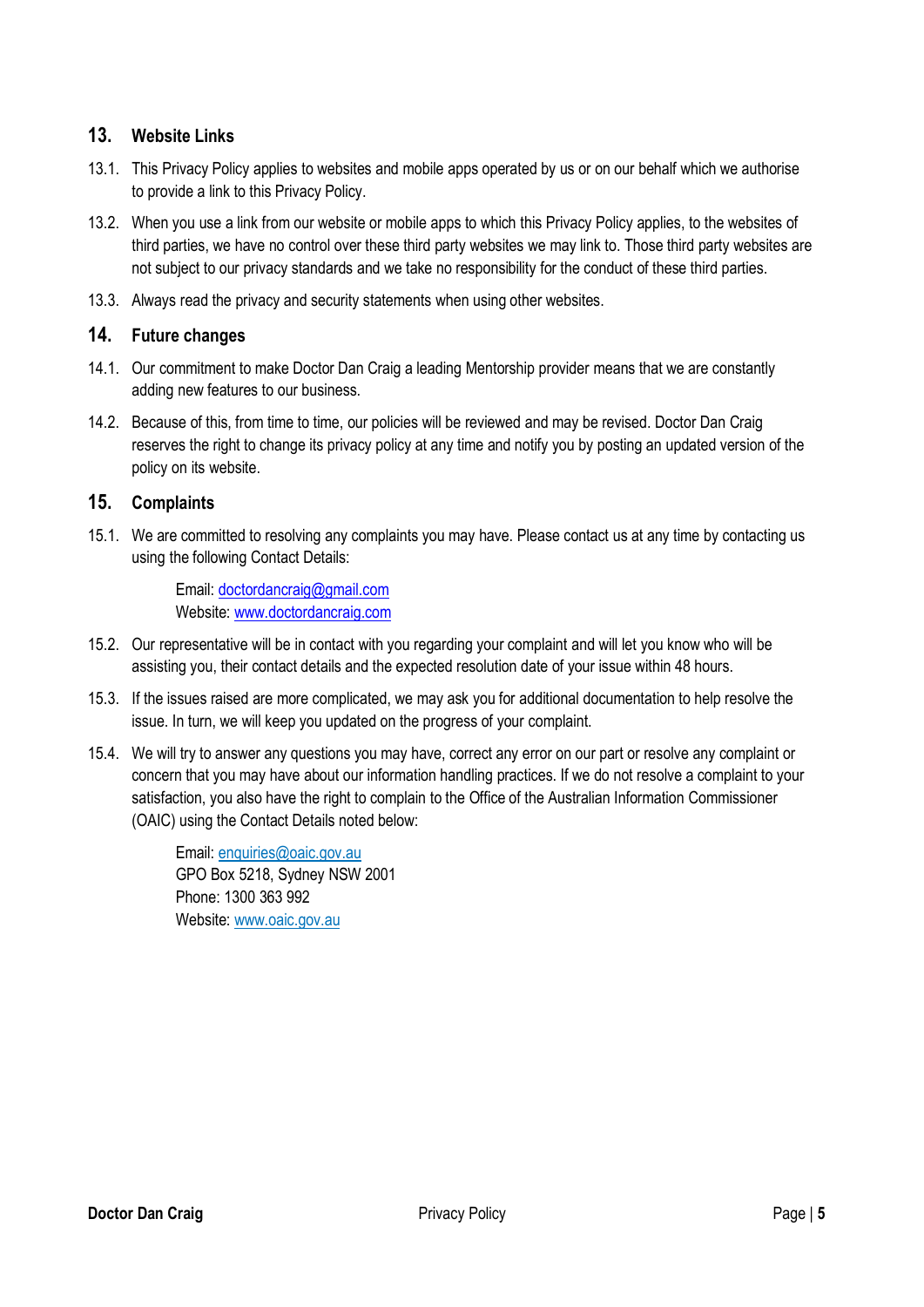## 13. Website Links

13.1. This Privacy Policy applies to websites and mobile apps operated by us or on our behalf which we authorise to provide a link to this Privacy Policy.

13.2. When you use a link from our website or mobile apps to which this Privacy Policy applies, to the websites of third parties, we have no control over these third party websites we may link to. Those third party websites are not subject to our privacy standards and we take no responsibility for the conduct of these third parties.

13.3. Always read the privacy and security statements when using other websites.

## 14. Future changes

14.1. Our commitment to make Doctor Dan Craig a leading Mentorship provider means that we are constantly adding new features to our business.

14.2. Because of this, from time to time, our policies will be reviewed and may be revised. Doctor Dan Craig reserves the right to change its privacy policy at any time and notify you by posting an updated version of the policy on its website.

## 15. Complaints

15.1. We are committed to resolving any complaints you may have. Please contact us at any time by contacting us using the following Contact Details:

> Email: doctordancraig@gmail.com
> Website: www.doctordancraig.com

15.2. Our representative will be in contact with you regarding your complaint and will let you know who will be assisting you, their contact details and the expected resolution date of your issue within 48 hours.

15.3. If the issues raised are more complicated, we may ask you for additional documentation to help resolve the issue. In turn, we will keep you updated on the progress of your complaint.

15.4. We will try to answer any questions you may have, correct any error on our part or resolve any complaint or concern that you may have about our information handling practices. If we do not resolve a complaint to your satisfaction, you also have the right to complain to the Office of the Australian Information Commissioner (OAIC) using the Contact Details noted below:

> Email: enquiries@oaic.gov.au
> GPO Box 5218, Sydney NSW 2001
> Phone: 1300 363 992
> Website: www.oaic.gov.au